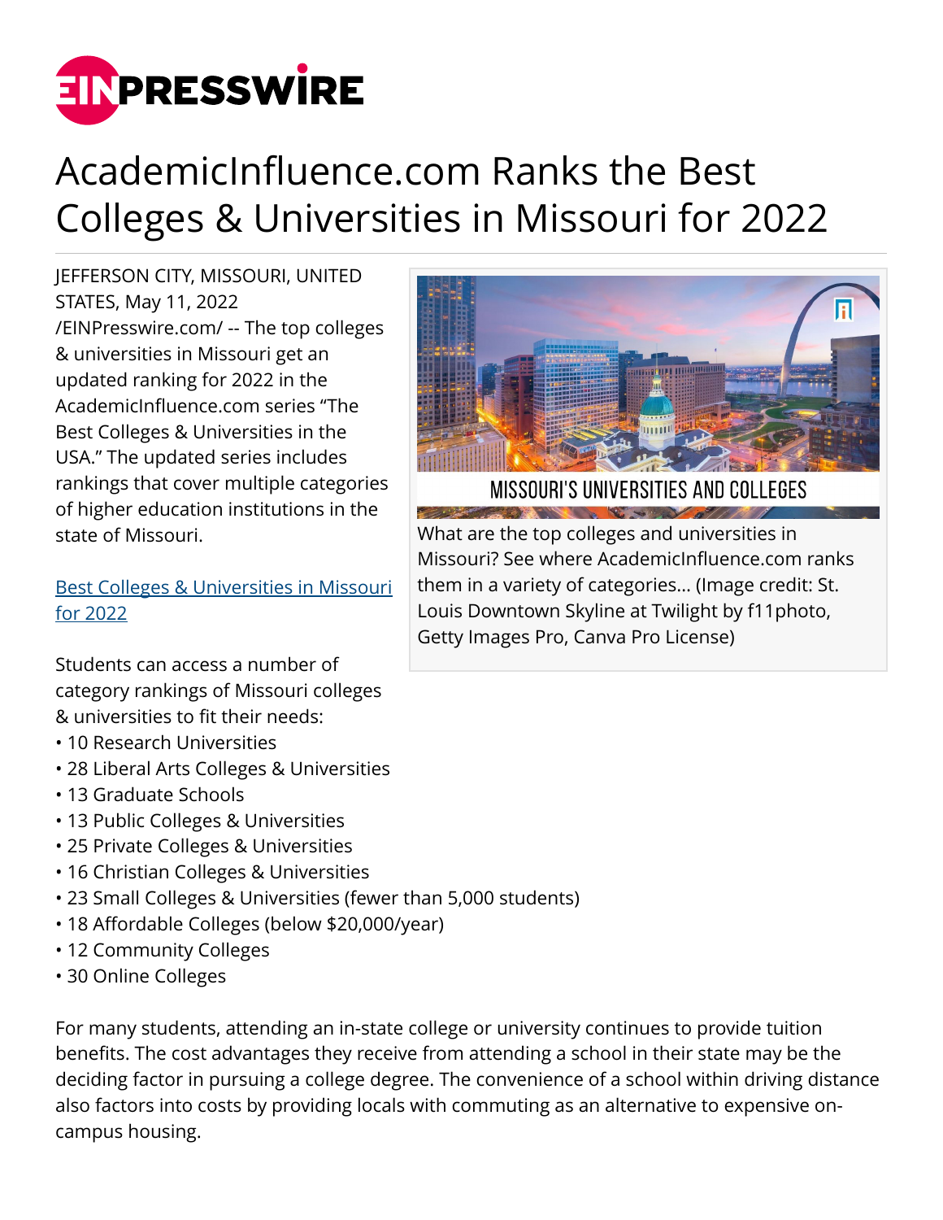# AcademicInfluence.com Ranks the Best Colleges & Universities in Missouri for 2022

JEFFERSON CITY, MISSOURI, UNITED STATES, May 11, 2022 /EINPresswire.com/ -- The top colleges & universities in Missouri get an updated ranking for 2022 in the AcademicInfluence.com series "The Best Colleges & Universities in the USA." The updated series includes rankings that cover multiple categories of higher education institutions in the state of Missouri.

What are the top colleges and universities in Missouri? See where AcademicInfluence.com ranks them in a variety of categories... (Image credit: St. Louis Downtown Skyline at Twilight by f11photo, Getty Images Pro, Canva Pro License)

[Best Colleges & Universities in Missouri for 2022]

Students can access a number of category rankings of Missouri colleges & universities to fit their needs:

- 10 Research Universities
- 28 Liberal Arts Colleges & Universities
- 13 Graduate Schools
- 13 Public Colleges & Universities
- 25 Private Colleges & Universities
- 16 Christian Colleges & Universities
- 23 Small Colleges & Universities (fewer than 5,000 students)
- 18 Affordable Colleges (below $20,000/year)
- 12 Community Colleges
- 30 Online Colleges

For many students, attending an in-state college or university continues to provide tuition benefits. The cost advantages they receive from attending a school in their state may be the deciding factor in pursuing a college degree. The convenience of a school within driving distance also factors into costs by providing locals with commuting as an alternative to expensive on-campus housing.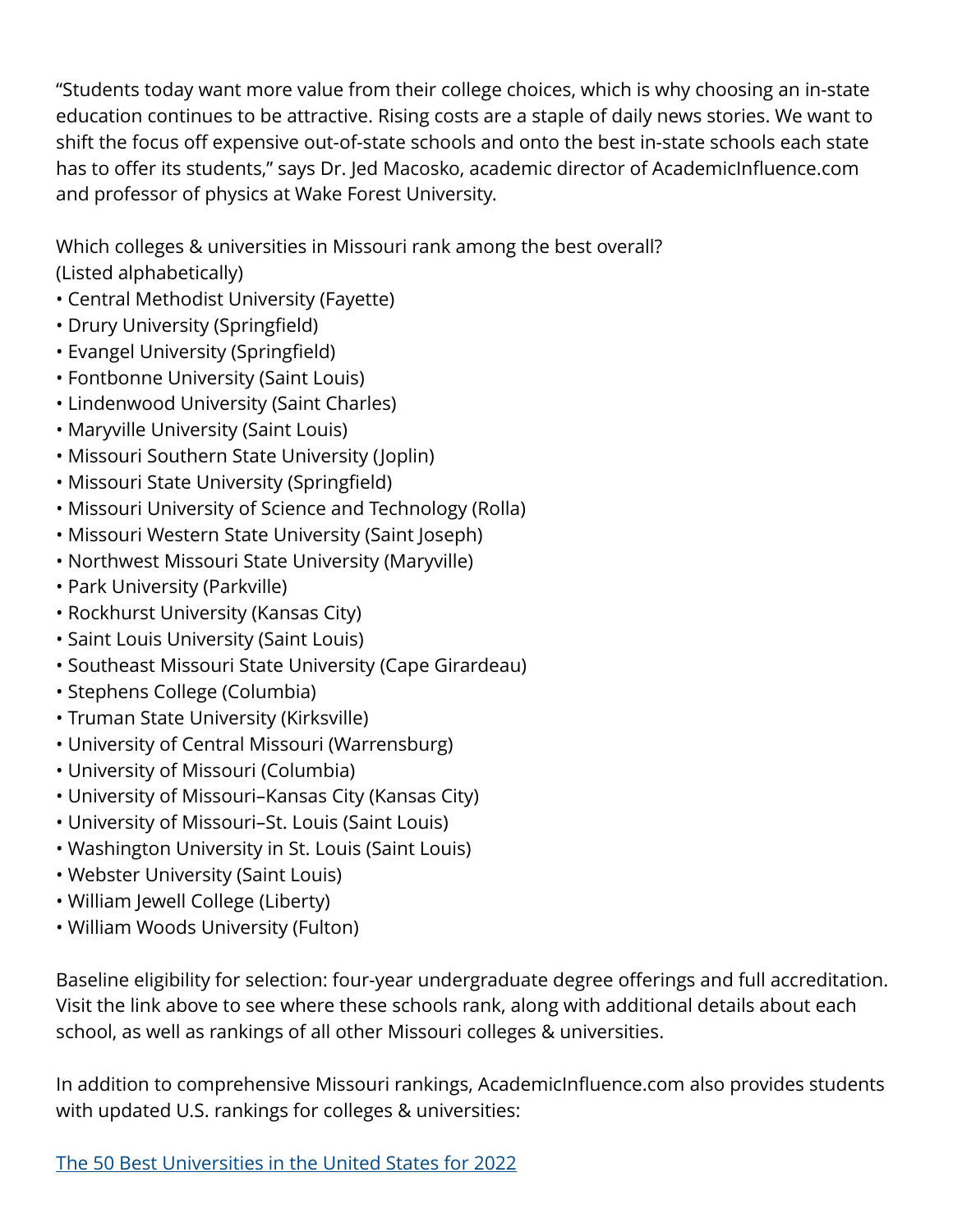"Students today want more value from their college choices, which is why choosing an in-state education continues to be attractive. Rising costs are a staple of daily news stories. We want to shift the focus off expensive out-of-state schools and onto the best in-state schools each state has to offer its students," says Dr. Jed Macosko, academic director of AcademicInfluence.com and professor of physics at Wake Forest University.

Which colleges & universities in Missouri rank among the best overall?
(Listed alphabetically)

- Central Methodist University (Fayette)
- Drury University (Springfield)
- Evangel University (Springfield)
- Fontbonne University (Saint Louis)
- Lindenwood University (Saint Charles)
- Maryville University (Saint Louis)
- Missouri Southern State University (Joplin)
- Missouri State University (Springfield)
- Missouri University of Science and Technology (Rolla)
- Missouri Western State University (Saint Joseph)
- Northwest Missouri State University (Maryville)
- Park University (Parkville)
- Rockhurst University (Kansas City)
- Saint Louis University (Saint Louis)
- Southeast Missouri State University (Cape Girardeau)
- Stephens College (Columbia)
- Truman State University (Kirksville)
- University of Central Missouri (Warrensburg)
- University of Missouri (Columbia)
- University of Missouri–Kansas City (Kansas City)
- University of Missouri–St. Louis (Saint Louis)
- Washington University in St. Louis (Saint Louis)
- Webster University (Saint Louis)
- William Jewell College (Liberty)
- William Woods University (Fulton)

Baseline eligibility for selection: four-year undergraduate degree offerings and full accreditation. Visit the link above to see where these schools rank, along with additional details about each school, as well as rankings of all other Missouri colleges & universities.

In addition to comprehensive Missouri rankings, AcademicInfluence.com also provides students with updated U.S. rankings for colleges & universities:

[The 50 Best Universities in the United States for 2022]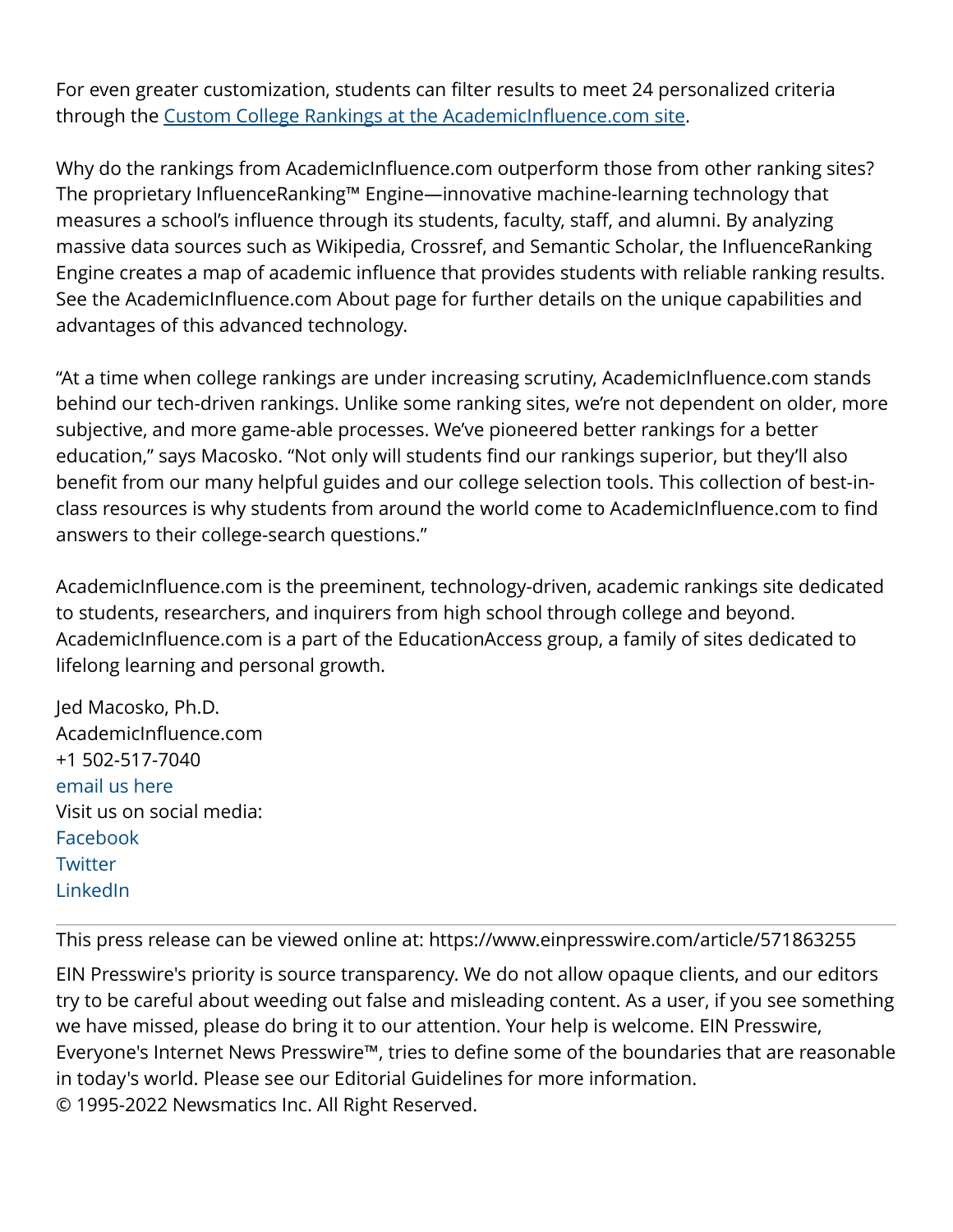For even greater customization, students can filter results to meet 24 personalized criteria through the [Custom College Rankings at the AcademicInfluence.com site](#).

Why do the rankings from AcademicInfluence.com outperform those from other ranking sites? The proprietary InfluenceRanking™ Engine—innovative machine-learning technology that measures a school's influence through its students, faculty, staff, and alumni. By analyzing massive data sources such as Wikipedia, Crossref, and Semantic Scholar, the InfluenceRanking Engine creates a map of academic influence that provides students with reliable ranking results. See the AcademicInfluence.com About page for further details on the unique capabilities and advantages of this advanced technology.

"At a time when college rankings are under increasing scrutiny, AcademicInfluence.com stands behind our tech-driven rankings. Unlike some ranking sites, we're not dependent on older, more subjective, and more game-able processes. We've pioneered better rankings for a better education," says Macosko. "Not only will students find our rankings superior, but they'll also benefit from our many helpful guides and our college selection tools. This collection of best-in-class resources is why students from around the world come to AcademicInfluence.com to find answers to their college-search questions."

AcademicInfluence.com is the preeminent, technology-driven, academic rankings site dedicated to students, researchers, and inquirers from high school through college and beyond. AcademicInfluence.com is a part of the EducationAccess group, a family of sites dedicated to lifelong learning and personal growth.

Jed Macosko, Ph.D.
AcademicInfluence.com
+1 502-517-7040
email us here
Visit us on social media:
Facebook
Twitter
LinkedIn

---

This press release can be viewed online at: https://www.einpresswire.com/article/571863255

EIN Presswire's priority is source transparency. We do not allow opaque clients, and our editors try to be careful about weeding out false and misleading content. As a user, if you see something we have missed, please do bring it to our attention. Your help is welcome. EIN Presswire, Everyone's Internet News Presswire™, tries to define some of the boundaries that are reasonable in today's world. Please see our Editorial Guidelines for more information.
© 1995-2022 Newsmatics Inc. All Right Reserved.